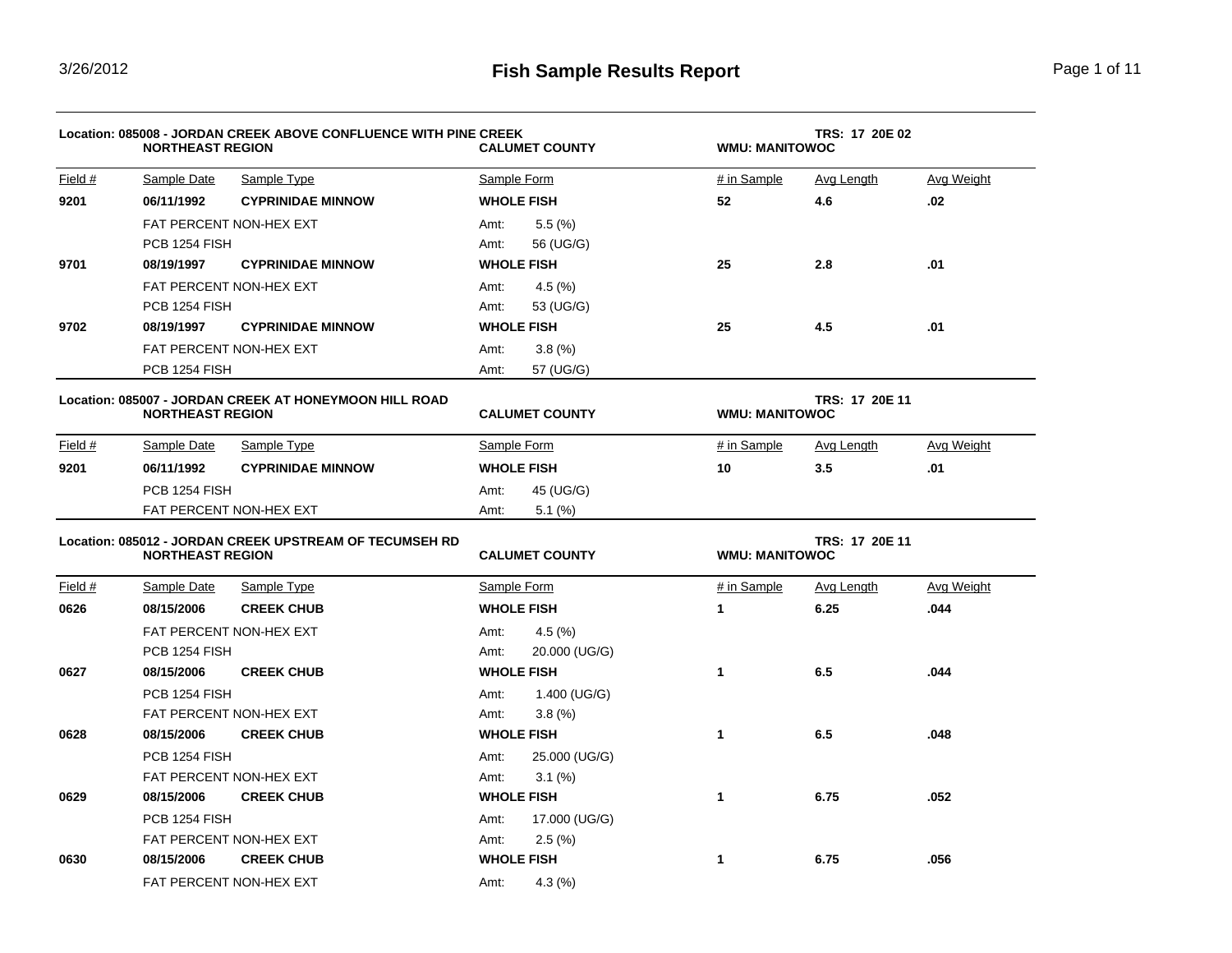# Fish Sample Results Report

**Location: 085008 - JORDAN CREEK ABOVE CONFLUENCE WITH PINE CREEK** — **TRS: 17 20E 02**
**NORTHEAST REGION** — **CALUMET COUNTY** — **WMU: MANITOWOC**

| Field # | Sample Date | Sample Type | Sample Form | # in Sample | Avg Length | Avg Weight |
|---|---|---|---|---|---|---|
| **9201** | **06/11/1992** | **CYPRINIDAE MINNOW** | **WHOLE FISH** | **52** | **4.6** | **.02** |
| | FAT PERCENT NON-HEX EXT | | Amt: 5.5 (%) | | | |
| | PCB 1254 FISH | | Amt: 56 (UG/G) | | | |
| **9701** | **08/19/1997** | **CYPRINIDAE MINNOW** | **WHOLE FISH** | **25** | **2.8** | **.01** |
| | FAT PERCENT NON-HEX EXT | | Amt: 4.5 (%) | | | |
| | PCB 1254 FISH | | Amt: 53 (UG/G) | | | |
| **9702** | **08/19/1997** | **CYPRINIDAE MINNOW** | **WHOLE FISH** | **25** | **4.5** | **.01** |
| | FAT PERCENT NON-HEX EXT | | Amt: 3.8 (%) | | | |
| | PCB 1254 FISH | | Amt: 57 (UG/G) | | | |

**Location: 085007 - JORDAN CREEK AT HONEYMOON HILL ROAD** — **TRS: 17 20E 11**
**NORTHEAST REGION** — **CALUMET COUNTY** — **WMU: MANITOWOC**

| Field # | Sample Date | Sample Type | Sample Form | # in Sample | Avg Length | Avg Weight |
|---|---|---|---|---|---|---|
| **9201** | **06/11/1992** | **CYPRINIDAE MINNOW** | **WHOLE FISH** | **10** | **3.5** | **.01** |
| | PCB 1254 FISH | | Amt: 45 (UG/G) | | | |
| | FAT PERCENT NON-HEX EXT | | Amt: 5.1 (%) | | | |

**Location: 085012 - JORDAN CREEK UPSTREAM OF TECUMSEH RD** — **TRS: 17 20E 11**
**NORTHEAST REGION** — **CALUMET COUNTY** — **WMU: MANITOWOC**

| Field # | Sample Date | Sample Type | Sample Form | # in Sample | Avg Length | Avg Weight |
|---|---|---|---|---|---|---|
| **0626** | **08/15/2006** | **CREEK CHUB** | **WHOLE FISH** | **1** | **6.25** | **.044** |
| | FAT PERCENT NON-HEX EXT | | Amt: 4.5 (%) | | | |
| | PCB 1254 FISH | | Amt: 20.000 (UG/G) | | | |
| **0627** | **08/15/2006** | **CREEK CHUB** | **WHOLE FISH** | **1** | **6.5** | **.044** |
| | PCB 1254 FISH | | Amt: 1.400 (UG/G) | | | |
| | FAT PERCENT NON-HEX EXT | | Amt: 3.8 (%) | | | |
| **0628** | **08/15/2006** | **CREEK CHUB** | **WHOLE FISH** | **1** | **6.5** | **.048** |
| | PCB 1254 FISH | | Amt: 25.000 (UG/G) | | | |
| | FAT PERCENT NON-HEX EXT | | Amt: 3.1 (%) | | | |
| **0629** | **08/15/2006** | **CREEK CHUB** | **WHOLE FISH** | **1** | **6.75** | **.052** |
| | PCB 1254 FISH | | Amt: 17.000 (UG/G) | | | |
| | FAT PERCENT NON-HEX EXT | | Amt: 2.5 (%) | | | |
| **0630** | **08/15/2006** | **CREEK CHUB** | **WHOLE FISH** | **1** | **6.75** | **.056** |
| | FAT PERCENT NON-HEX EXT | | Amt: 4.3 (%) | | | |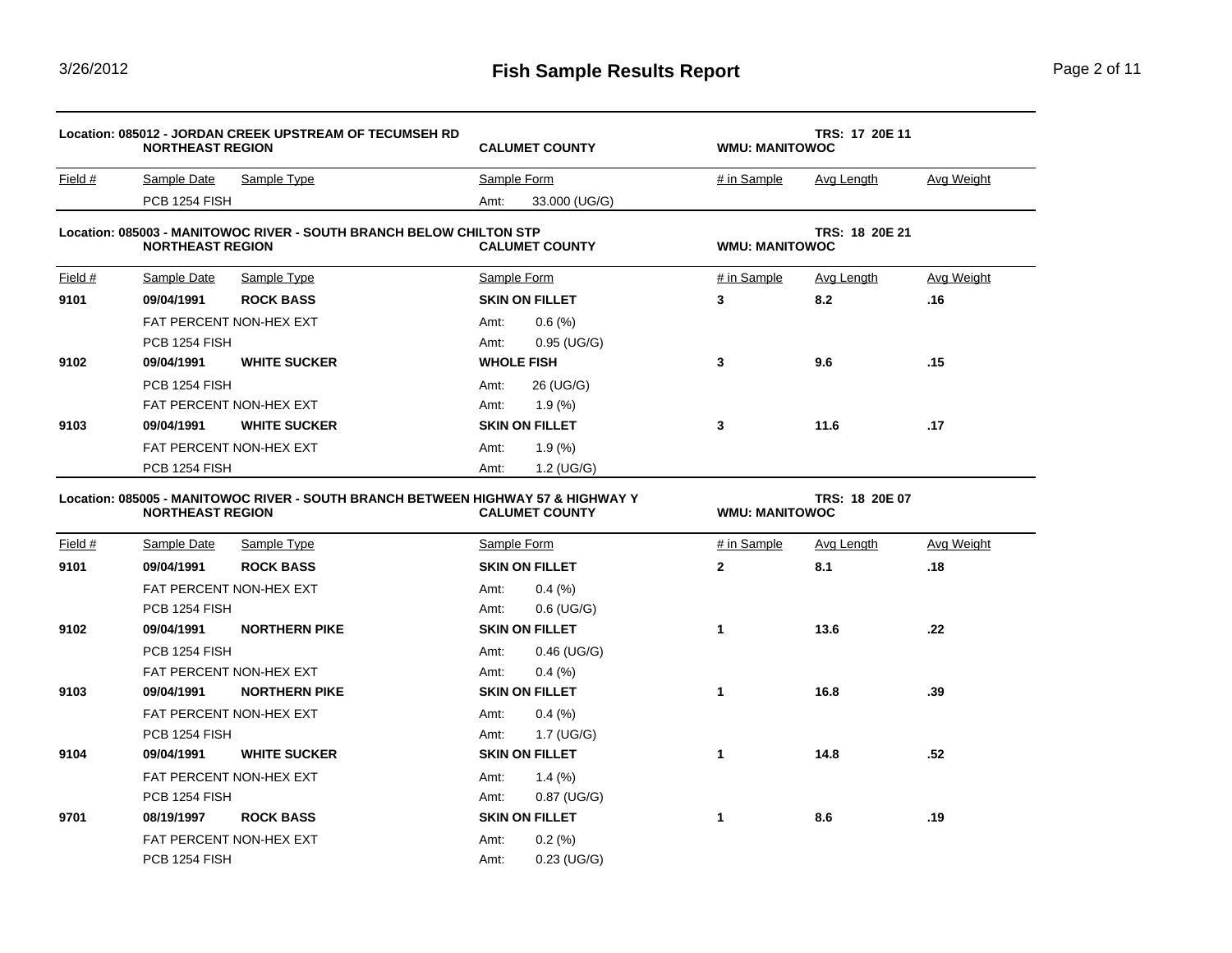**Location: 085012 - JORDAN CREEK UPSTREAM OF TECUMSEH RD** | **NORTHEAST REGION** | **CALUMET COUNTY** | **WMU: MANITOWOC** | **TRS: 17 20E 11**

| Field # | Sample Date | Sample Type | Sample Form | # in Sample | Avg Length | Avg Weight |
|---|---|---|---|---|---|---|
| | PCB 1254 FISH | | Amt: 33.000 (UG/G) | | | |

**Location: 085003 - MANITOWOC RIVER - SOUTH BRANCH BELOW CHILTON STP** | **NORTHEAST REGION** | **CALUMET COUNTY** | **WMU: MANITOWOC** | **TRS: 18 20E 21**

| Field # | Sample Date | Sample Type | Sample Form | # in Sample | Avg Length | Avg Weight |
|---|---|---|---|---|---|---|
| **9101** | **09/04/1991** | **ROCK BASS** | **SKIN ON FILLET** | **3** | **8.2** | **.16** |
| | FAT PERCENT NON-HEX EXT | | Amt: 0.6 (%) | | | |
| | PCB 1254 FISH | | Amt: 0.95 (UG/G) | | | |
| **9102** | **09/04/1991** | **WHITE SUCKER** | **WHOLE FISH** | **3** | **9.6** | **.15** |
| | PCB 1254 FISH | | Amt: 26 (UG/G) | | | |
| | FAT PERCENT NON-HEX EXT | | Amt: 1.9 (%) | | | |
| **9103** | **09/04/1991** | **WHITE SUCKER** | **SKIN ON FILLET** | **3** | **11.6** | **.17** |
| | FAT PERCENT NON-HEX EXT | | Amt: 1.9 (%) | | | |
| | PCB 1254 FISH | | Amt: 1.2 (UG/G) | | | |

**Location: 085005 - MANITOWOC RIVER - SOUTH BRANCH BETWEEN HIGHWAY 57 & HIGHWAY Y** | **NORTHEAST REGION** | **CALUMET COUNTY** | **WMU: MANITOWOC** | **TRS: 18 20E 07**

| Field # | Sample Date | Sample Type | Sample Form | # in Sample | Avg Length | Avg Weight |
|---|---|---|---|---|---|---|
| **9101** | **09/04/1991** | **ROCK BASS** | **SKIN ON FILLET** | **2** | **8.1** | **.18** |
| | FAT PERCENT NON-HEX EXT | | Amt: 0.4 (%) | | | |
| | PCB 1254 FISH | | Amt: 0.6 (UG/G) | | | |
| **9102** | **09/04/1991** | **NORTHERN PIKE** | **SKIN ON FILLET** | **1** | **13.6** | **.22** |
| | PCB 1254 FISH | | Amt: 0.46 (UG/G) | | | |
| | FAT PERCENT NON-HEX EXT | | Amt: 0.4 (%) | | | |
| **9103** | **09/04/1991** | **NORTHERN PIKE** | **SKIN ON FILLET** | **1** | **16.8** | **.39** |
| | FAT PERCENT NON-HEX EXT | | Amt: 0.4 (%) | | | |
| | PCB 1254 FISH | | Amt: 1.7 (UG/G) | | | |
| **9104** | **09/04/1991** | **WHITE SUCKER** | **SKIN ON FILLET** | **1** | **14.8** | **.52** |
| | FAT PERCENT NON-HEX EXT | | Amt: 1.4 (%) | | | |
| | PCB 1254 FISH | | Amt: 0.87 (UG/G) | | | |
| **9701** | **08/19/1997** | **ROCK BASS** | **SKIN ON FILLET** | **1** | **8.6** | **.19** |
| | FAT PERCENT NON-HEX EXT | | Amt: 0.2 (%) | | | |
| | PCB 1254 FISH | | Amt: 0.23 (UG/G) | | | |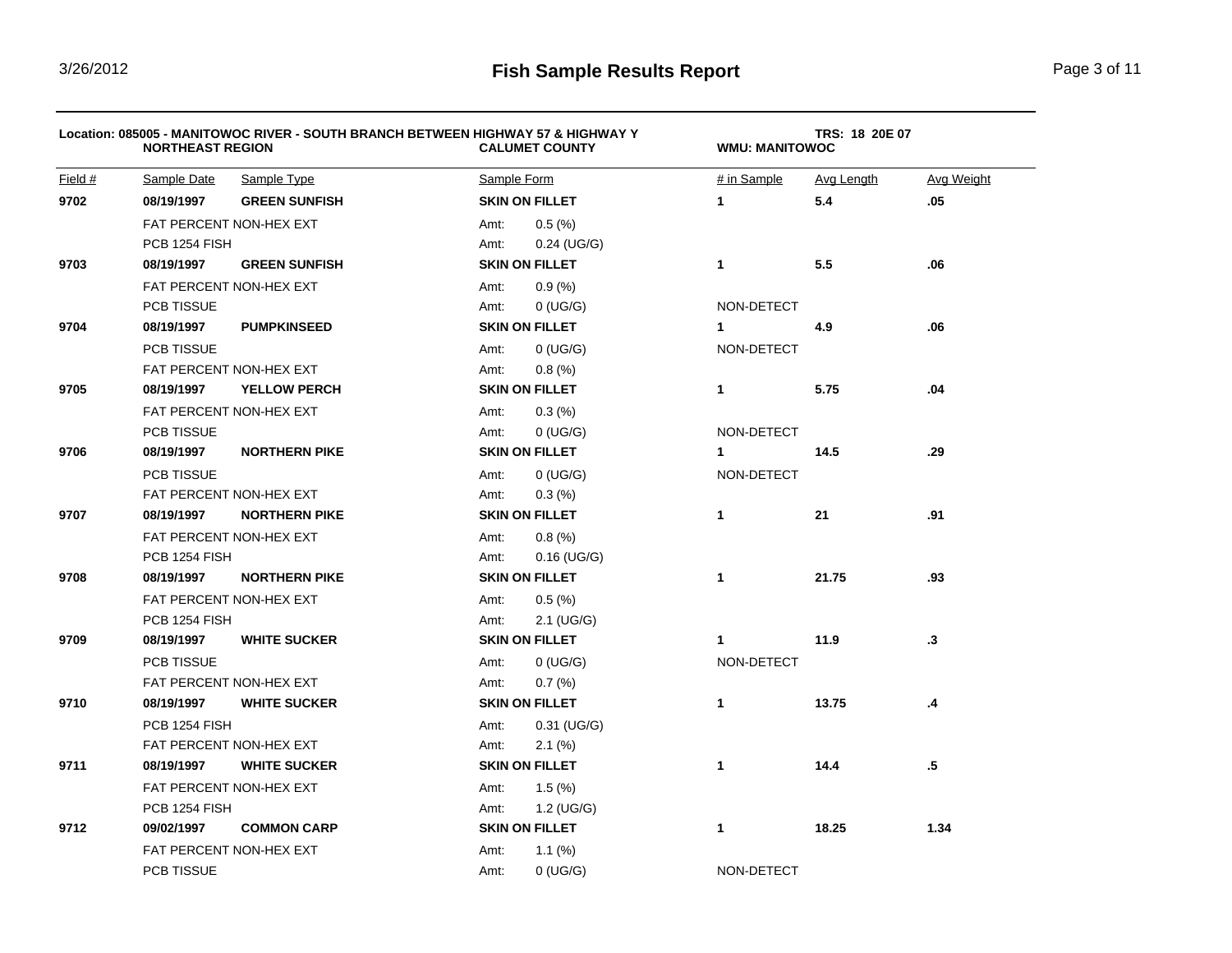# Fish Sample Results Report

**Location: 085005 - MANITOWOC RIVER - SOUTH BRANCH BETWEEN HIGHWAY 57 & HIGHWAY Y**
**NORTHEAST REGION** | **CALUMET COUNTY** | **WMU: MANITOWOC** | **TRS: 18 20E 07**

| Field # | Sample Date | Sample Type | Sample Form | # in Sample | Avg Length | Avg Weight |
|---|---|---|---|---|---|---|
| **9702** | **08/19/1997** | **GREEN SUNFISH** | **SKIN ON FILLET** | **1** | **5.4** | **.05** |
| | FAT PERCENT NON-HEX EXT | | Amt: 0.5 (%) | | | |
| | PCB 1254 FISH | | Amt: 0.24 (UG/G) | | | |
| **9703** | **08/19/1997** | **GREEN SUNFISH** | **SKIN ON FILLET** | **1** | **5.5** | **.06** |
| | FAT PERCENT NON-HEX EXT | | Amt: 0.9 (%) | | | |
| | PCB TISSUE | | Amt: 0 (UG/G) | NON-DETECT | | |
| **9704** | **08/19/1997** | **PUMPKINSEED** | **SKIN ON FILLET** | **1** | **4.9** | **.06** |
| | PCB TISSUE | | Amt: 0 (UG/G) | NON-DETECT | | |
| | FAT PERCENT NON-HEX EXT | | Amt: 0.8 (%) | | | |
| **9705** | **08/19/1997** | **YELLOW PERCH** | **SKIN ON FILLET** | **1** | **5.75** | **.04** |
| | FAT PERCENT NON-HEX EXT | | Amt: 0.3 (%) | | | |
| | PCB TISSUE | | Amt: 0 (UG/G) | NON-DETECT | | |
| **9706** | **08/19/1997** | **NORTHERN PIKE** | **SKIN ON FILLET** | **1** | **14.5** | **.29** |
| | PCB TISSUE | | Amt: 0 (UG/G) | NON-DETECT | | |
| | FAT PERCENT NON-HEX EXT | | Amt: 0.3 (%) | | | |
| **9707** | **08/19/1997** | **NORTHERN PIKE** | **SKIN ON FILLET** | **1** | **21** | **.91** |
| | FAT PERCENT NON-HEX EXT | | Amt: 0.8 (%) | | | |
| | PCB 1254 FISH | | Amt: 0.16 (UG/G) | | | |
| **9708** | **08/19/1997** | **NORTHERN PIKE** | **SKIN ON FILLET** | **1** | **21.75** | **.93** |
| | FAT PERCENT NON-HEX EXT | | Amt: 0.5 (%) | | | |
| | PCB 1254 FISH | | Amt: 2.1 (UG/G) | | | |
| **9709** | **08/19/1997** | **WHITE SUCKER** | **SKIN ON FILLET** | **1** | **11.9** | **.3** |
| | PCB TISSUE | | Amt: 0 (UG/G) | NON-DETECT | | |
| | FAT PERCENT NON-HEX EXT | | Amt: 0.7 (%) | | | |
| **9710** | **08/19/1997** | **WHITE SUCKER** | **SKIN ON FILLET** | **1** | **13.75** | **.4** |
| | PCB 1254 FISH | | Amt: 0.31 (UG/G) | | | |
| | FAT PERCENT NON-HEX EXT | | Amt: 2.1 (%) | | | |
| **9711** | **08/19/1997** | **WHITE SUCKER** | **SKIN ON FILLET** | **1** | **14.4** | **.5** |
| | FAT PERCENT NON-HEX EXT | | Amt: 1.5 (%) | | | |
| | PCB 1254 FISH | | Amt: 1.2 (UG/G) | | | |
| **9712** | **09/02/1997** | **COMMON CARP** | **SKIN ON FILLET** | **1** | **18.25** | **1.34** |
| | FAT PERCENT NON-HEX EXT | | Amt: 1.1 (%) | | | |
| | PCB TISSUE | | Amt: 0 (UG/G) | NON-DETECT | | |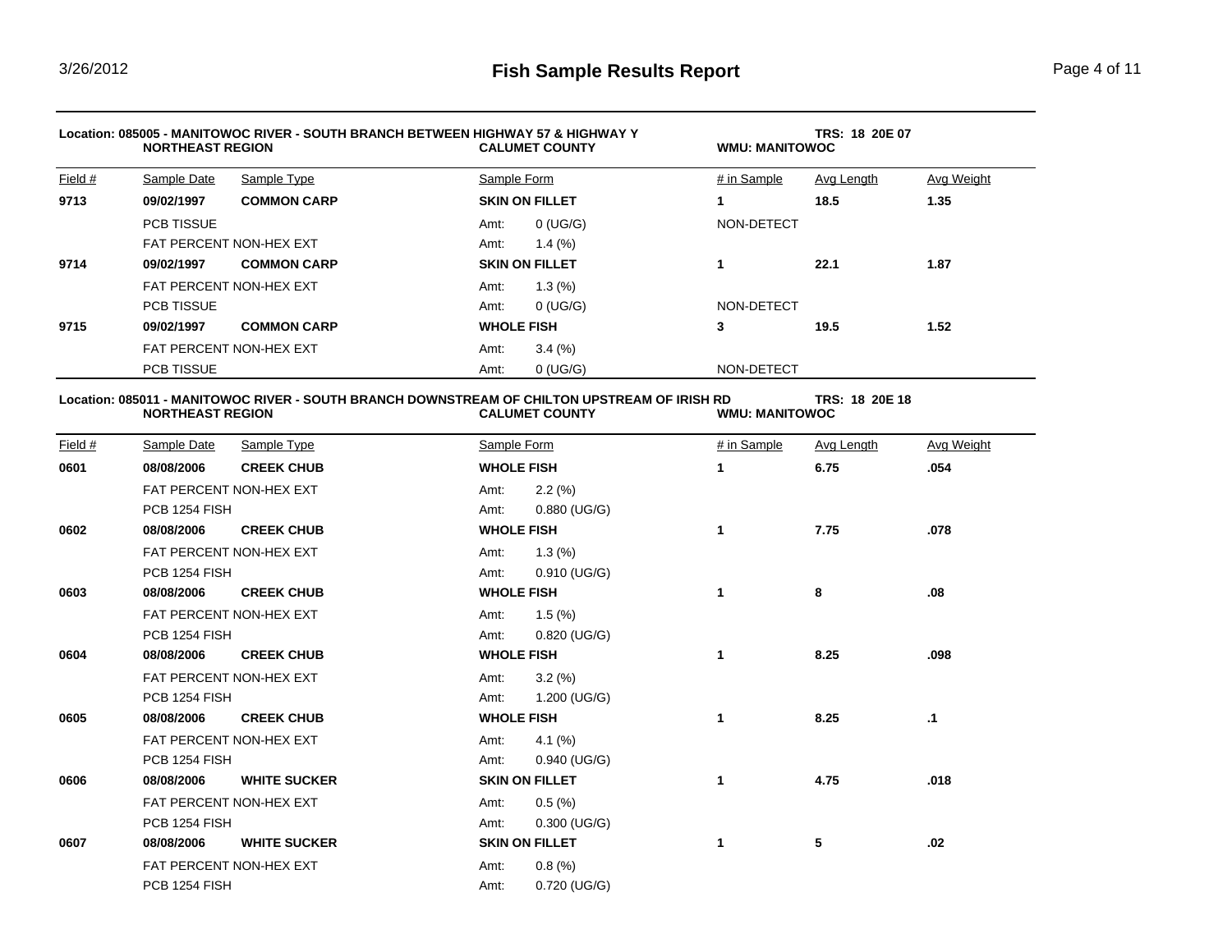**Fish Sample Results Report**

**Location: 085005 - MANITOWOC RIVER - SOUTH BRANCH BETWEEN HIGHWAY 57 & HIGHWAY Y** — **TRS: 18 20E 07**
**NORTHEAST REGION** — **CALUMET COUNTY** — **WMU: MANITOWOC**

| Field # | Sample Date | Sample Type | Sample Form | | # in Sample | Avg Length | Avg Weight |
|---|---|---|---|---|---|---|---|
| **9713** | **09/02/1997** | **COMMON CARP** | **SKIN ON FILLET** | | **1** | **18.5** | **1.35** |
| | PCB TISSUE | | Amt: | 0 (UG/G) | NON-DETECT | | |
| | FAT PERCENT NON-HEX EXT | | Amt: | 1.4 (%) | | | |
| **9714** | **09/02/1997** | **COMMON CARP** | **SKIN ON FILLET** | | **1** | **22.1** | **1.87** |
| | FAT PERCENT NON-HEX EXT | | Amt: | 1.3 (%) | | | |
| | PCB TISSUE | | Amt: | 0 (UG/G) | NON-DETECT | | |
| **9715** | **09/02/1997** | **COMMON CARP** | **WHOLE FISH** | | **3** | **19.5** | **1.52** |
| | FAT PERCENT NON-HEX EXT | | Amt: | 3.4 (%) | | | |
| | PCB TISSUE | | Amt: | 0 (UG/G) | NON-DETECT | | |

**Location: 085011 - MANITOWOC RIVER - SOUTH BRANCH DOWNSTREAM OF CHILTON UPSTREAM OF IRISH RD** — **TRS: 18 20E 18**
**NORTHEAST REGION** — **CALUMET COUNTY** — **WMU: MANITOWOC**

| Field # | Sample Date | Sample Type | Sample Form | | # in Sample | Avg Length | Avg Weight |
|---|---|---|---|---|---|---|---|
| **0601** | **08/08/2006** | **CREEK CHUB** | **WHOLE FISH** | | **1** | **6.75** | **.054** |
| | FAT PERCENT NON-HEX EXT | | Amt: | 2.2 (%) | | | |
| | PCB 1254 FISH | | Amt: | 0.880 (UG/G) | | | |
| **0602** | **08/08/2006** | **CREEK CHUB** | **WHOLE FISH** | | **1** | **7.75** | **.078** |
| | FAT PERCENT NON-HEX EXT | | Amt: | 1.3 (%) | | | |
| | PCB 1254 FISH | | Amt: | 0.910 (UG/G) | | | |
| **0603** | **08/08/2006** | **CREEK CHUB** | **WHOLE FISH** | | **1** | **8** | **.08** |
| | FAT PERCENT NON-HEX EXT | | Amt: | 1.5 (%) | | | |
| | PCB 1254 FISH | | Amt: | 0.820 (UG/G) | | | |
| **0604** | **08/08/2006** | **CREEK CHUB** | **WHOLE FISH** | | **1** | **8.25** | **.098** |
| | FAT PERCENT NON-HEX EXT | | Amt: | 3.2 (%) | | | |
| | PCB 1254 FISH | | Amt: | 1.200 (UG/G) | | | |
| **0605** | **08/08/2006** | **CREEK CHUB** | **WHOLE FISH** | | **1** | **8.25** | **.1** |
| | FAT PERCENT NON-HEX EXT | | Amt: | 4.1 (%) | | | |
| | PCB 1254 FISH | | Amt: | 0.940 (UG/G) | | | |
| **0606** | **08/08/2006** | **WHITE SUCKER** | **SKIN ON FILLET** | | **1** | **4.75** | **.018** |
| | FAT PERCENT NON-HEX EXT | | Amt: | 0.5 (%) | | | |
| | PCB 1254 FISH | | Amt: | 0.300 (UG/G) | | | |
| **0607** | **08/08/2006** | **WHITE SUCKER** | **SKIN ON FILLET** | | **1** | **5** | **.02** |
| | FAT PERCENT NON-HEX EXT | | Amt: | 0.8 (%) | | | |
| | PCB 1254 FISH | | Amt: | 0.720 (UG/G) | | | |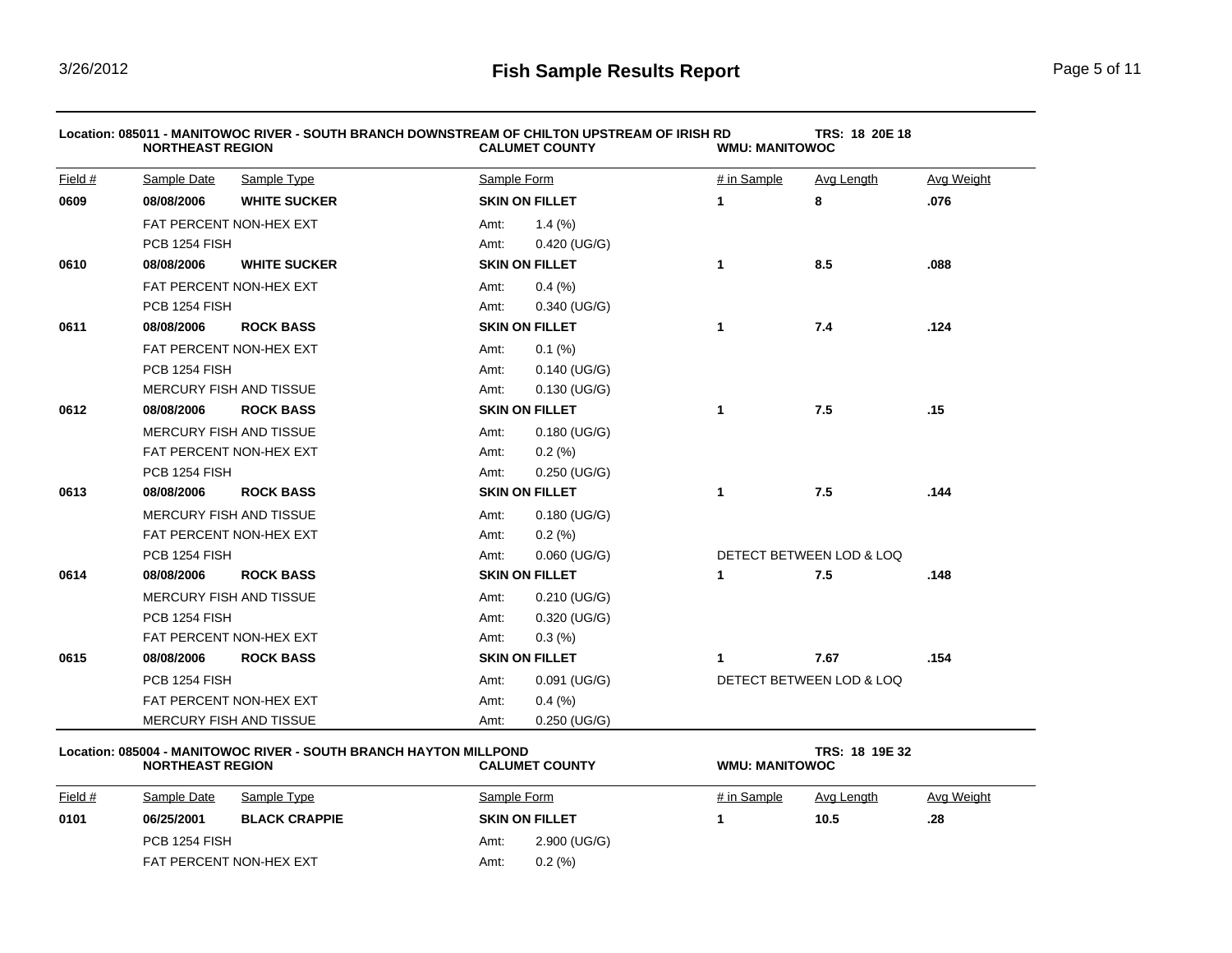# Fish Sample Results Report

**Location: 085011 - MANITOWOC RIVER - SOUTH BRANCH DOWNSTREAM OF CHILTON UPSTREAM OF IRISH RD** — **TRS: 18 20E 18**

**NORTHEAST REGION** — **CALUMET COUNTY** — **WMU: MANITOWOC**

| Field # | Sample Date | Sample Type | Sample Form | | # in Sample | Avg Length | Avg Weight |
|---|---|---|---|---|---|---|---|
| **0609** | **08/08/2006** | **WHITE SUCKER** | **SKIN ON FILLET** | | **1** | **8** | **.076** |
| | FAT PERCENT NON-HEX EXT | | Amt: | 1.4 (%) | | | |
| | PCB 1254 FISH | | Amt: | 0.420 (UG/G) | | | |
| **0610** | **08/08/2006** | **WHITE SUCKER** | **SKIN ON FILLET** | | **1** | **8.5** | **.088** |
| | FAT PERCENT NON-HEX EXT | | Amt: | 0.4 (%) | | | |
| | PCB 1254 FISH | | Amt: | 0.340 (UG/G) | | | |
| **0611** | **08/08/2006** | **ROCK BASS** | **SKIN ON FILLET** | | **1** | **7.4** | **.124** |
| | FAT PERCENT NON-HEX EXT | | Amt: | 0.1 (%) | | | |
| | PCB 1254 FISH | | Amt: | 0.140 (UG/G) | | | |
| | MERCURY FISH AND TISSUE | | Amt: | 0.130 (UG/G) | | | |
| **0612** | **08/08/2006** | **ROCK BASS** | **SKIN ON FILLET** | | **1** | **7.5** | **.15** |
| | MERCURY FISH AND TISSUE | | Amt: | 0.180 (UG/G) | | | |
| | FAT PERCENT NON-HEX EXT | | Amt: | 0.2 (%) | | | |
| | PCB 1254 FISH | | Amt: | 0.250 (UG/G) | | | |
| **0613** | **08/08/2006** | **ROCK BASS** | **SKIN ON FILLET** | | **1** | **7.5** | **.144** |
| | MERCURY FISH AND TISSUE | | Amt: | 0.180 (UG/G) | | | |
| | FAT PERCENT NON-HEX EXT | | Amt: | 0.2 (%) | | | |
| | PCB 1254 FISH | | Amt: | 0.060 (UG/G) | DETECT BETWEEN LOD & LOQ | | |
| **0614** | **08/08/2006** | **ROCK BASS** | **SKIN ON FILLET** | | **1** | **7.5** | **.148** |
| | MERCURY FISH AND TISSUE | | Amt: | 0.210 (UG/G) | | | |
| | PCB 1254 FISH | | Amt: | 0.320 (UG/G) | | | |
| | FAT PERCENT NON-HEX EXT | | Amt: | 0.3 (%) | | | |
| **0615** | **08/08/2006** | **ROCK BASS** | **SKIN ON FILLET** | | **1** | **7.67** | **.154** |
| | PCB 1254 FISH | | Amt: | 0.091 (UG/G) | DETECT BETWEEN LOD & LOQ | | |
| | FAT PERCENT NON-HEX EXT | | Amt: | 0.4 (%) | | | |
| | MERCURY FISH AND TISSUE | | Amt: | 0.250 (UG/G) | | | |

**Location: 085004 - MANITOWOC RIVER - SOUTH BRANCH HAYTON MILLPOND** — **TRS: 18 19E 32**

**NORTHEAST REGION** — **CALUMET COUNTY** — **WMU: MANITOWOC**

| Field # | Sample Date | Sample Type | Sample Form | | # in Sample | Avg Length | Avg Weight |
|---|---|---|---|---|---|---|---|
| **0101** | **06/25/2001** | **BLACK CRAPPIE** | **SKIN ON FILLET** | | **1** | **10.5** | **.28** |
| | PCB 1254 FISH | | Amt: | 2.900 (UG/G) | | | |
| | FAT PERCENT NON-HEX EXT | | Amt: | 0.2 (%) | | | |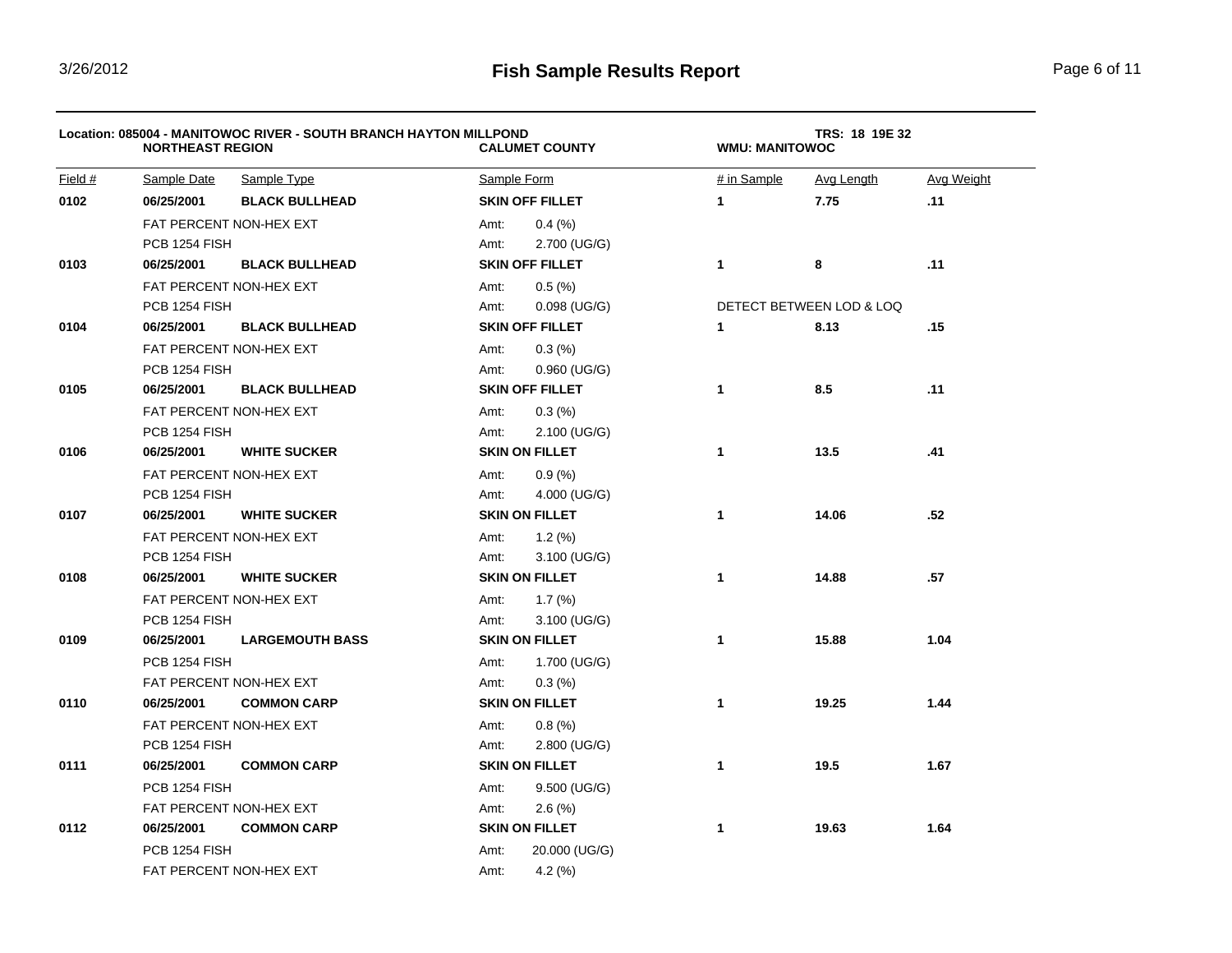# Fish Sample Results Report

**Location: 085004 - MANITOWOC RIVER - SOUTH BRANCH HAYTON MILLPOND**
**NORTHEAST REGION** | **CALUMET COUNTY** | **WMU: MANITOWOC** | **TRS: 18 19E 32**

| Field # | Sample Date | Sample Type | Sample Form | # in Sample | Avg Length | Avg Weight |
|---|---|---|---|---|---|---|
| **0102** | **06/25/2001** | **BLACK BULLHEAD** | **SKIN OFF FILLET** | **1** | **7.75** | **.11** |
| | FAT PERCENT NON-HEX EXT | | Amt: 0.4 (%) | | | |
| | PCB 1254 FISH | | Amt: 2.700 (UG/G) | | | |
| **0103** | **06/25/2001** | **BLACK BULLHEAD** | **SKIN OFF FILLET** | **1** | **8** | **.11** |
| | FAT PERCENT NON-HEX EXT | | Amt: 0.5 (%) | | | |
| | PCB 1254 FISH | | Amt: 0.098 (UG/G) | DETECT BETWEEN LOD & LOQ | | |
| **0104** | **06/25/2001** | **BLACK BULLHEAD** | **SKIN OFF FILLET** | **1** | **8.13** | **.15** |
| | FAT PERCENT NON-HEX EXT | | Amt: 0.3 (%) | | | |
| | PCB 1254 FISH | | Amt: 0.960 (UG/G) | | | |
| **0105** | **06/25/2001** | **BLACK BULLHEAD** | **SKIN OFF FILLET** | **1** | **8.5** | **.11** |
| | FAT PERCENT NON-HEX EXT | | Amt: 0.3 (%) | | | |
| | PCB 1254 FISH | | Amt: 2.100 (UG/G) | | | |
| **0106** | **06/25/2001** | **WHITE SUCKER** | **SKIN ON FILLET** | **1** | **13.5** | **.41** |
| | FAT PERCENT NON-HEX EXT | | Amt: 0.9 (%) | | | |
| | PCB 1254 FISH | | Amt: 4.000 (UG/G) | | | |
| **0107** | **06/25/2001** | **WHITE SUCKER** | **SKIN ON FILLET** | **1** | **14.06** | **.52** |
| | FAT PERCENT NON-HEX EXT | | Amt: 1.2 (%) | | | |
| | PCB 1254 FISH | | Amt: 3.100 (UG/G) | | | |
| **0108** | **06/25/2001** | **WHITE SUCKER** | **SKIN ON FILLET** | **1** | **14.88** | **.57** |
| | FAT PERCENT NON-HEX EXT | | Amt: 1.7 (%) | | | |
| | PCB 1254 FISH | | Amt: 3.100 (UG/G) | | | |
| **0109** | **06/25/2001** | **LARGEMOUTH BASS** | **SKIN ON FILLET** | **1** | **15.88** | **1.04** |
| | PCB 1254 FISH | | Amt: 1.700 (UG/G) | | | |
| | FAT PERCENT NON-HEX EXT | | Amt: 0.3 (%) | | | |
| **0110** | **06/25/2001** | **COMMON CARP** | **SKIN ON FILLET** | **1** | **19.25** | **1.44** |
| | FAT PERCENT NON-HEX EXT | | Amt: 0.8 (%) | | | |
| | PCB 1254 FISH | | Amt: 2.800 (UG/G) | | | |
| **0111** | **06/25/2001** | **COMMON CARP** | **SKIN ON FILLET** | **1** | **19.5** | **1.67** |
| | PCB 1254 FISH | | Amt: 9.500 (UG/G) | | | |
| | FAT PERCENT NON-HEX EXT | | Amt: 2.6 (%) | | | |
| **0112** | **06/25/2001** | **COMMON CARP** | **SKIN ON FILLET** | **1** | **19.63** | **1.64** |
| | PCB 1254 FISH | | Amt: 20.000 (UG/G) | | | |
| | FAT PERCENT NON-HEX EXT | | Amt: 4.2 (%) | | | |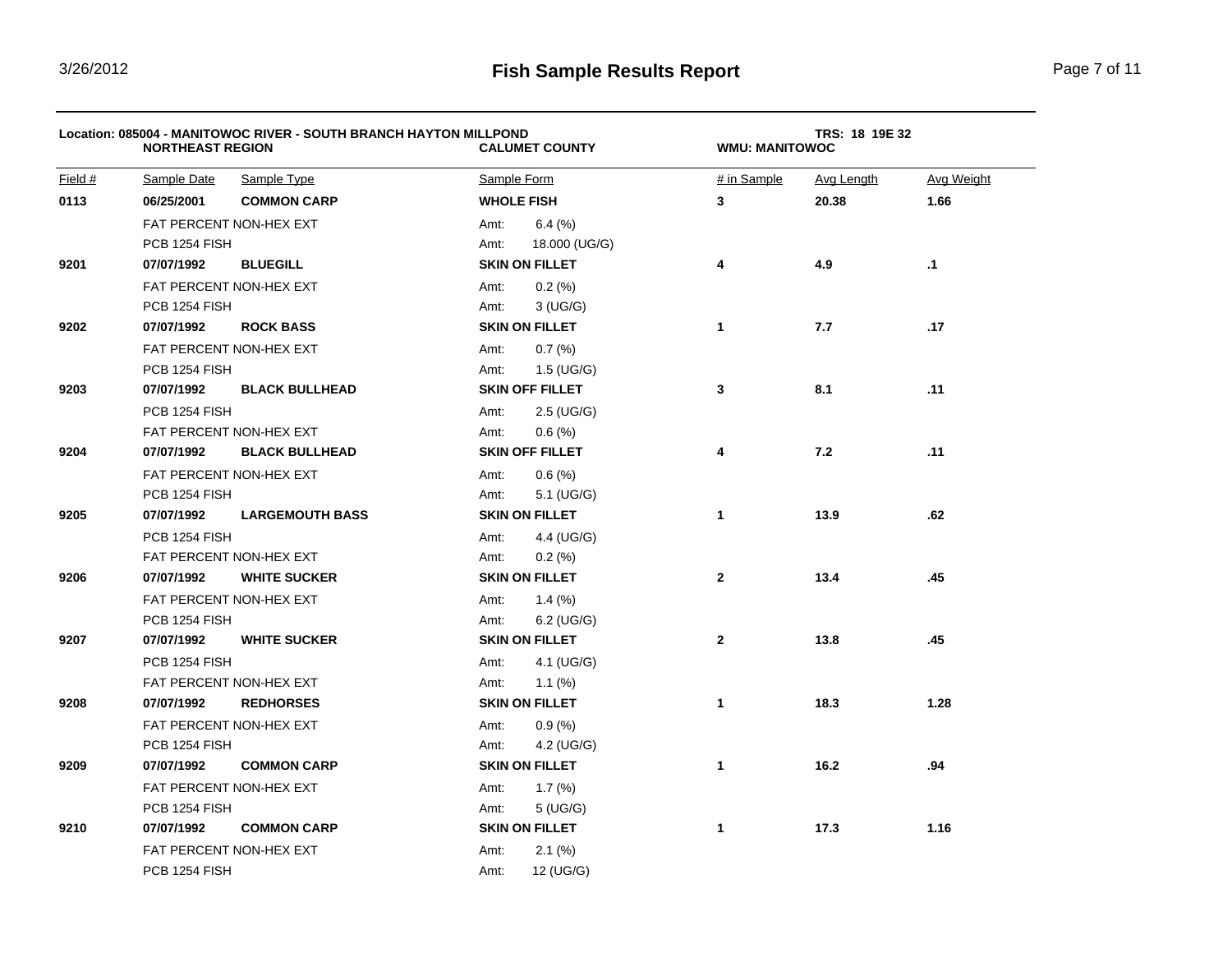# Fish Sample Results Report

**Location: 085004 - MANITOWOC RIVER - SOUTH BRANCH HAYTON MILLPOND** &nbsp;&nbsp; **TRS: 18 19E 32**

**NORTHEAST REGION** &nbsp;&nbsp; **CALUMET COUNTY** &nbsp;&nbsp; **WMU: MANITOWOC**

| Field # | Sample Date | Sample Type | Sample Form | # in Sample | Avg Length | Avg Weight |
|---|---|---|---|---|---|---|
| **0113** | **06/25/2001** | **COMMON CARP** | **WHOLE FISH** | **3** | **20.38** | **1.66** |
| | FAT PERCENT NON-HEX EXT | | Amt: 6.4 (%) | | | |
| | PCB 1254 FISH | | Amt: 18.000 (UG/G) | | | |
| **9201** | **07/07/1992** | **BLUEGILL** | **SKIN ON FILLET** | **4** | **4.9** | **.1** |
| | FAT PERCENT NON-HEX EXT | | Amt: 0.2 (%) | | | |
| | PCB 1254 FISH | | Amt: 3 (UG/G) | | | |
| **9202** | **07/07/1992** | **ROCK BASS** | **SKIN ON FILLET** | **1** | **7.7** | **.17** |
| | FAT PERCENT NON-HEX EXT | | Amt: 0.7 (%) | | | |
| | PCB 1254 FISH | | Amt: 1.5 (UG/G) | | | |
| **9203** | **07/07/1992** | **BLACK BULLHEAD** | **SKIN OFF FILLET** | **3** | **8.1** | **.11** |
| | PCB 1254 FISH | | Amt: 2.5 (UG/G) | | | |
| | FAT PERCENT NON-HEX EXT | | Amt: 0.6 (%) | | | |
| **9204** | **07/07/1992** | **BLACK BULLHEAD** | **SKIN OFF FILLET** | **4** | **7.2** | **.11** |
| | FAT PERCENT NON-HEX EXT | | Amt: 0.6 (%) | | | |
| | PCB 1254 FISH | | Amt: 5.1 (UG/G) | | | |
| **9205** | **07/07/1992** | **LARGEMOUTH BASS** | **SKIN ON FILLET** | **1** | **13.9** | **.62** |
| | PCB 1254 FISH | | Amt: 4.4 (UG/G) | | | |
| | FAT PERCENT NON-HEX EXT | | Amt: 0.2 (%) | | | |
| **9206** | **07/07/1992** | **WHITE SUCKER** | **SKIN ON FILLET** | **2** | **13.4** | **.45** |
| | FAT PERCENT NON-HEX EXT | | Amt: 1.4 (%) | | | |
| | PCB 1254 FISH | | Amt: 6.2 (UG/G) | | | |
| **9207** | **07/07/1992** | **WHITE SUCKER** | **SKIN ON FILLET** | **2** | **13.8** | **.45** |
| | PCB 1254 FISH | | Amt: 4.1 (UG/G) | | | |
| | FAT PERCENT NON-HEX EXT | | Amt: 1.1 (%) | | | |
| **9208** | **07/07/1992** | **REDHORSES** | **SKIN ON FILLET** | **1** | **18.3** | **1.28** |
| | FAT PERCENT NON-HEX EXT | | Amt: 0.9 (%) | | | |
| | PCB 1254 FISH | | Amt: 4.2 (UG/G) | | | |
| **9209** | **07/07/1992** | **COMMON CARP** | **SKIN ON FILLET** | **1** | **16.2** | **.94** |
| | FAT PERCENT NON-HEX EXT | | Amt: 1.7 (%) | | | |
| | PCB 1254 FISH | | Amt: 5 (UG/G) | | | |
| **9210** | **07/07/1992** | **COMMON CARP** | **SKIN ON FILLET** | **1** | **17.3** | **1.16** |
| | FAT PERCENT NON-HEX EXT | | Amt: 2.1 (%) | | | |
| | PCB 1254 FISH | | Amt: 12 (UG/G) | | | |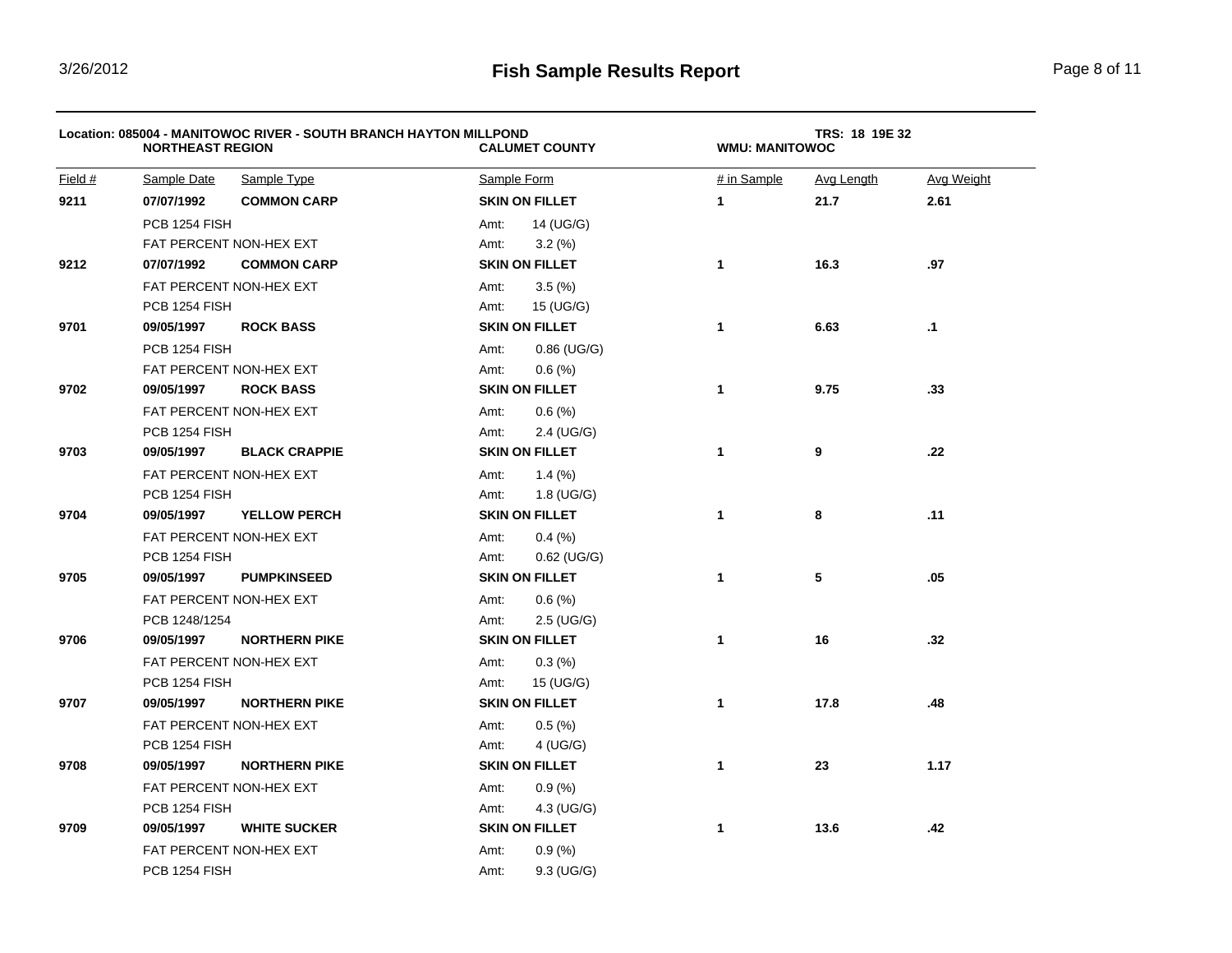# Fish Sample Results Report

**Location: 085004 - MANITOWOC RIVER - SOUTH BRANCH HAYTON MILLPOND** | **TRS: 18 19E 32**

**NORTHEAST REGION** | **CALUMET COUNTY** | **WMU: MANITOWOC**

| Field # | Sample Date | Sample Type | Sample Form | # in Sample | Avg Length | Avg Weight |
|---|---|---|---|---|---|---|
| **9211** | **07/07/1992** | **COMMON CARP** | **SKIN ON FILLET** | **1** | **21.7** | **2.61** |
| | PCB 1254 FISH | | Amt: 14 (UG/G) | | | |
| | FAT PERCENT NON-HEX EXT | | Amt: 3.2 (%) | | | |
| **9212** | **07/07/1992** | **COMMON CARP** | **SKIN ON FILLET** | **1** | **16.3** | **.97** |
| | FAT PERCENT NON-HEX EXT | | Amt: 3.5 (%) | | | |
| | PCB 1254 FISH | | Amt: 15 (UG/G) | | | |
| **9701** | **09/05/1997** | **ROCK BASS** | **SKIN ON FILLET** | **1** | **6.63** | **.1** |
| | PCB 1254 FISH | | Amt: 0.86 (UG/G) | | | |
| | FAT PERCENT NON-HEX EXT | | Amt: 0.6 (%) | | | |
| **9702** | **09/05/1997** | **ROCK BASS** | **SKIN ON FILLET** | **1** | **9.75** | **.33** |
| | FAT PERCENT NON-HEX EXT | | Amt: 0.6 (%) | | | |
| | PCB 1254 FISH | | Amt: 2.4 (UG/G) | | | |
| **9703** | **09/05/1997** | **BLACK CRAPPIE** | **SKIN ON FILLET** | **1** | **9** | **.22** |
| | FAT PERCENT NON-HEX EXT | | Amt: 1.4 (%) | | | |
| | PCB 1254 FISH | | Amt: 1.8 (UG/G) | | | |
| **9704** | **09/05/1997** | **YELLOW PERCH** | **SKIN ON FILLET** | **1** | **8** | **.11** |
| | FAT PERCENT NON-HEX EXT | | Amt: 0.4 (%) | | | |
| | PCB 1254 FISH | | Amt: 0.62 (UG/G) | | | |
| **9705** | **09/05/1997** | **PUMPKINSEED** | **SKIN ON FILLET** | **1** | **5** | **.05** |
| | FAT PERCENT NON-HEX EXT | | Amt: 0.6 (%) | | | |
| | PCB 1248/1254 | | Amt: 2.5 (UG/G) | | | |
| **9706** | **09/05/1997** | **NORTHERN PIKE** | **SKIN ON FILLET** | **1** | **16** | **.32** |
| | FAT PERCENT NON-HEX EXT | | Amt: 0.3 (%) | | | |
| | PCB 1254 FISH | | Amt: 15 (UG/G) | | | |
| **9707** | **09/05/1997** | **NORTHERN PIKE** | **SKIN ON FILLET** | **1** | **17.8** | **.48** |
| | FAT PERCENT NON-HEX EXT | | Amt: 0.5 (%) | | | |
| | PCB 1254 FISH | | Amt: 4 (UG/G) | | | |
| **9708** | **09/05/1997** | **NORTHERN PIKE** | **SKIN ON FILLET** | **1** | **23** | **1.17** |
| | FAT PERCENT NON-HEX EXT | | Amt: 0.9 (%) | | | |
| | PCB 1254 FISH | | Amt: 4.3 (UG/G) | | | |
| **9709** | **09/05/1997** | **WHITE SUCKER** | **SKIN ON FILLET** | **1** | **13.6** | **.42** |
| | FAT PERCENT NON-HEX EXT | | Amt: 0.9 (%) | | | |
| | PCB 1254 FISH | | Amt: 9.3 (UG/G) | | | |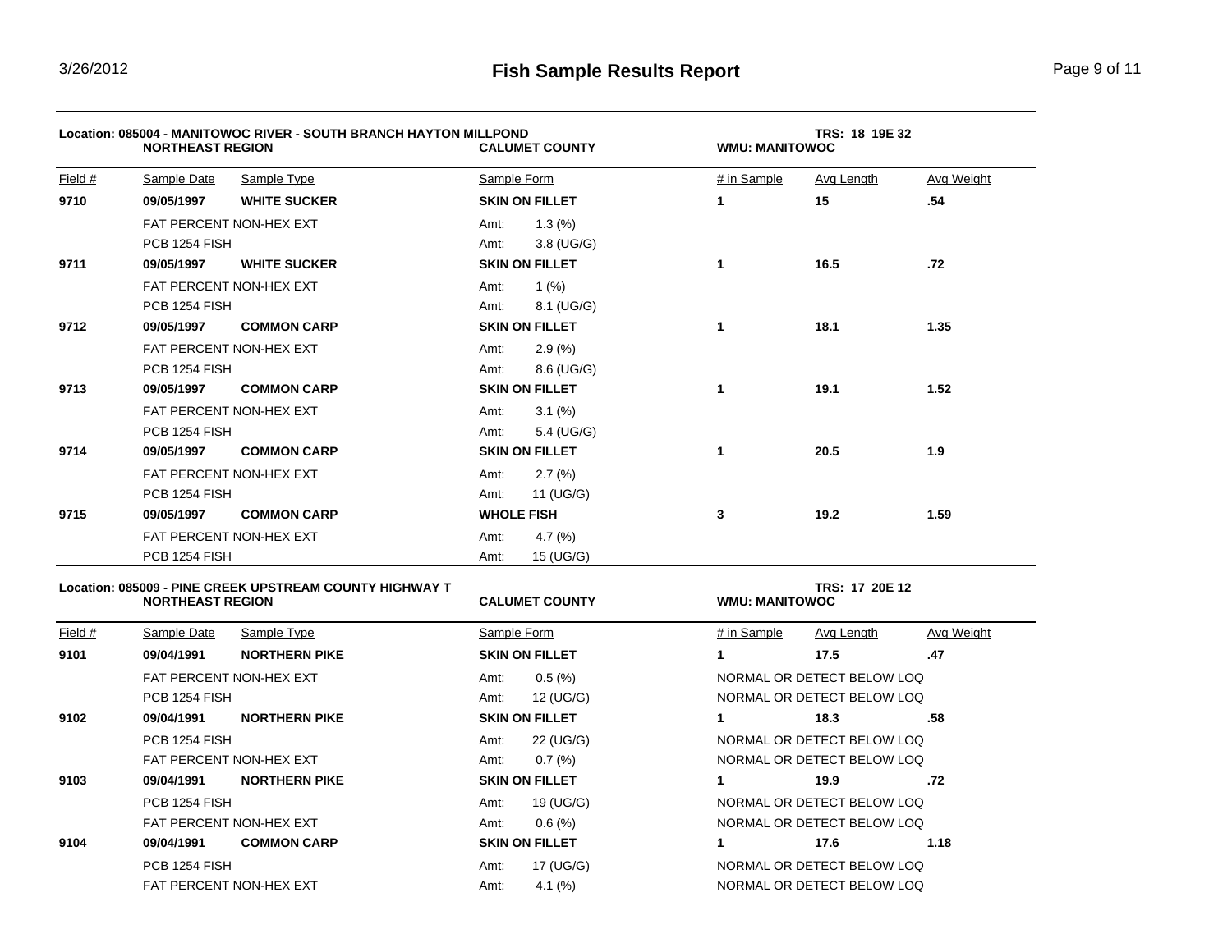**Location: 085004 - MANITOWOC RIVER - SOUTH BRANCH HAYTON MILLPOND**
**NORTHEAST REGION** | **CALUMET COUNTY** | **WMU: MANITOWOC** | **TRS: 18 19E 32**

| Field # | Sample Date | Sample Type | Sample Form | # in Sample | Avg Length | Avg Weight |
|---|---|---|---|---|---|---|
| **9710** | **09/05/1997** | **WHITE SUCKER** | **SKIN ON FILLET** | **1** | **15** | **.54** |
| | FAT PERCENT NON-HEX EXT | | Amt: 1.3 (%) | | | |
| | PCB 1254 FISH | | Amt: 3.8 (UG/G) | | | |
| **9711** | **09/05/1997** | **WHITE SUCKER** | **SKIN ON FILLET** | **1** | **16.5** | **.72** |
| | FAT PERCENT NON-HEX EXT | | Amt: 1 (%) | | | |
| | PCB 1254 FISH | | Amt: 8.1 (UG/G) | | | |
| **9712** | **09/05/1997** | **COMMON CARP** | **SKIN ON FILLET** | **1** | **18.1** | **1.35** |
| | FAT PERCENT NON-HEX EXT | | Amt: 2.9 (%) | | | |
| | PCB 1254 FISH | | Amt: 8.6 (UG/G) | | | |
| **9713** | **09/05/1997** | **COMMON CARP** | **SKIN ON FILLET** | **1** | **19.1** | **1.52** |
| | FAT PERCENT NON-HEX EXT | | Amt: 3.1 (%) | | | |
| | PCB 1254 FISH | | Amt: 5.4 (UG/G) | | | |
| **9714** | **09/05/1997** | **COMMON CARP** | **SKIN ON FILLET** | **1** | **20.5** | **1.9** |
| | FAT PERCENT NON-HEX EXT | | Amt: 2.7 (%) | | | |
| | PCB 1254 FISH | | Amt: 11 (UG/G) | | | |
| **9715** | **09/05/1997** | **COMMON CARP** | **WHOLE FISH** | **3** | **19.2** | **1.59** |
| | FAT PERCENT NON-HEX EXT | | Amt: 4.7 (%) | | | |
| | PCB 1254 FISH | | Amt: 15 (UG/G) | | | |

**Location: 085009 - PINE CREEK UPSTREAM COUNTY HIGHWAY T**
**NORTHEAST REGION** | **CALUMET COUNTY** | **WMU: MANITOWOC** | **TRS: 17 20E 12**

| Field # | Sample Date | Sample Type | Sample Form | # in Sample | Avg Length | Avg Weight |
|---|---|---|---|---|---|---|
| **9101** | **09/04/1991** | **NORTHERN PIKE** | **SKIN ON FILLET** | **1** | **17.5** | **.47** |
| | FAT PERCENT NON-HEX EXT | | Amt: 0.5 (%) | NORMAL OR DETECT BELOW LOQ | | |
| | PCB 1254 FISH | | Amt: 12 (UG/G) | NORMAL OR DETECT BELOW LOQ | | |
| **9102** | **09/04/1991** | **NORTHERN PIKE** | **SKIN ON FILLET** | **1** | **18.3** | **.58** |
| | PCB 1254 FISH | | Amt: 22 (UG/G) | NORMAL OR DETECT BELOW LOQ | | |
| | FAT PERCENT NON-HEX EXT | | Amt: 0.7 (%) | NORMAL OR DETECT BELOW LOQ | | |
| **9103** | **09/04/1991** | **NORTHERN PIKE** | **SKIN ON FILLET** | **1** | **19.9** | **.72** |
| | PCB 1254 FISH | | Amt: 19 (UG/G) | NORMAL OR DETECT BELOW LOQ | | |
| | FAT PERCENT NON-HEX EXT | | Amt: 0.6 (%) | NORMAL OR DETECT BELOW LOQ | | |
| **9104** | **09/04/1991** | **COMMON CARP** | **SKIN ON FILLET** | **1** | **17.6** | **1.18** |
| | PCB 1254 FISH | | Amt: 17 (UG/G) | NORMAL OR DETECT BELOW LOQ | | |
| | FAT PERCENT NON-HEX EXT | | Amt: 4.1 (%) | NORMAL OR DETECT BELOW LOQ | | |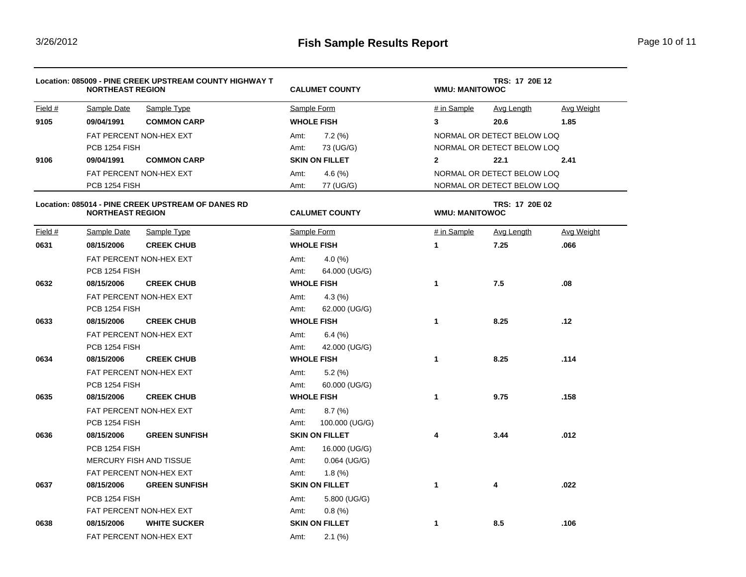# Fish Sample Results Report

**Location: 085009 - PINE CREEK UPSTREAM COUNTY HIGHWAY T**
**NORTHEAST REGION** | **CALUMET COUNTY** | **WMU: MANITOWOC** | **TRS: 17 20E 12**

| Field # | Sample Date | Sample Type | Sample Form | # in Sample | Avg Length | Avg Weight |
|---|---|---|---|---|---|---|
| **9105** | **09/04/1991** | **COMMON CARP** | **WHOLE FISH** | **3** | **20.6** | **1.85** |
| | FAT PERCENT NON-HEX EXT | | Amt: 7.2 (%) | NORMAL OR DETECT BELOW LOQ | | |
| | PCB 1254 FISH | | Amt: 73 (UG/G) | NORMAL OR DETECT BELOW LOQ | | |
| **9106** | **09/04/1991** | **COMMON CARP** | **SKIN ON FILLET** | **2** | **22.1** | **2.41** |
| | FAT PERCENT NON-HEX EXT | | Amt: 4.6 (%) | NORMAL OR DETECT BELOW LOQ | | |
| | PCB 1254 FISH | | Amt: 77 (UG/G) | NORMAL OR DETECT BELOW LOQ | | |

**Location: 085014 - PINE CREEK UPSTREAM OF DANES RD**
**NORTHEAST REGION** | **CALUMET COUNTY** | **WMU: MANITOWOC** | **TRS: 17 20E 02**

| Field # | Sample Date | Sample Type | Sample Form | # in Sample | Avg Length | Avg Weight |
|---|---|---|---|---|---|---|
| **0631** | **08/15/2006** | **CREEK CHUB** | **WHOLE FISH** | **1** | **7.25** | **.066** |
| | FAT PERCENT NON-HEX EXT | | Amt: 4.0 (%) | | | |
| | PCB 1254 FISH | | Amt: 64.000 (UG/G) | | | |
| **0632** | **08/15/2006** | **CREEK CHUB** | **WHOLE FISH** | **1** | **7.5** | **.08** |
| | FAT PERCENT NON-HEX EXT | | Amt: 4.3 (%) | | | |
| | PCB 1254 FISH | | Amt: 62.000 (UG/G) | | | |
| **0633** | **08/15/2006** | **CREEK CHUB** | **WHOLE FISH** | **1** | **8.25** | **.12** |
| | FAT PERCENT NON-HEX EXT | | Amt: 6.4 (%) | | | |
| | PCB 1254 FISH | | Amt: 42.000 (UG/G) | | | |
| **0634** | **08/15/2006** | **CREEK CHUB** | **WHOLE FISH** | **1** | **8.25** | **.114** |
| | FAT PERCENT NON-HEX EXT | | Amt: 5.2 (%) | | | |
| | PCB 1254 FISH | | Amt: 60.000 (UG/G) | | | |
| **0635** | **08/15/2006** | **CREEK CHUB** | **WHOLE FISH** | **1** | **9.75** | **.158** |
| | FAT PERCENT NON-HEX EXT | | Amt: 8.7 (%) | | | |
| | PCB 1254 FISH | | Amt: 100.000 (UG/G) | | | |
| **0636** | **08/15/2006** | **GREEN SUNFISH** | **SKIN ON FILLET** | **4** | **3.44** | **.012** |
| | PCB 1254 FISH | | Amt: 16.000 (UG/G) | | | |
| | MERCURY FISH AND TISSUE | | Amt: 0.064 (UG/G) | | | |
| | FAT PERCENT NON-HEX EXT | | Amt: 1.8 (%) | | | |
| **0637** | **08/15/2006** | **GREEN SUNFISH** | **SKIN ON FILLET** | **1** | **4** | **.022** |
| | PCB 1254 FISH | | Amt: 5.800 (UG/G) | | | |
| | FAT PERCENT NON-HEX EXT | | Amt: 0.8 (%) | | | |
| **0638** | **08/15/2006** | **WHITE SUCKER** | **SKIN ON FILLET** | **1** | **8.5** | **.106** |
| | FAT PERCENT NON-HEX EXT | | Amt: 2.1 (%) | | | |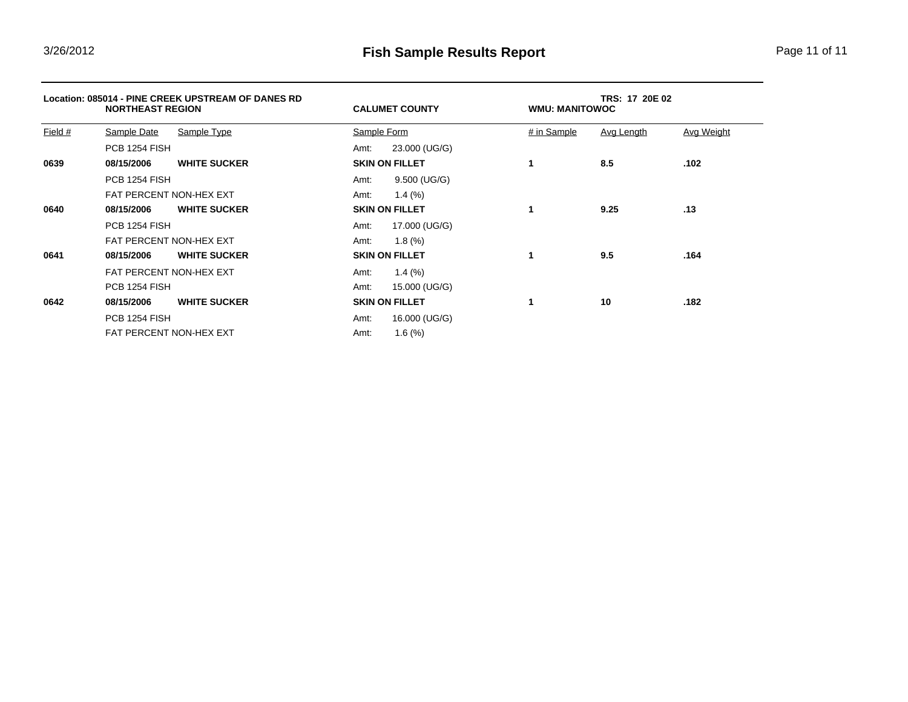# Fish Sample Results Report

**Location: 085014 - PINE CREEK UPSTREAM OF DANES RD**
**NORTHEAST REGION** | **CALUMET COUNTY** | **WMU: MANITOWOC** | **TRS: 17 20E 02**

| Field # | Sample Date | Sample Type | Sample Form | # in Sample | Avg Length | Avg Weight |
|---|---|---|---|---|---|---|
| | PCB 1254 FISH | | Amt: 23.000 (UG/G) | | | |
| **0639** | **08/15/2006** | **WHITE SUCKER** | **SKIN ON FILLET** | **1** | **8.5** | **.102** |
| | PCB 1254 FISH | | Amt: 9.500 (UG/G) | | | |
| | FAT PERCENT NON-HEX EXT | | Amt: 1.4 (%) | | | |
| **0640** | **08/15/2006** | **WHITE SUCKER** | **SKIN ON FILLET** | **1** | **9.25** | **.13** |
| | PCB 1254 FISH | | Amt: 17.000 (UG/G) | | | |
| | FAT PERCENT NON-HEX EXT | | Amt: 1.8 (%) | | | |
| **0641** | **08/15/2006** | **WHITE SUCKER** | **SKIN ON FILLET** | **1** | **9.5** | **.164** |
| | FAT PERCENT NON-HEX EXT | | Amt: 1.4 (%) | | | |
| | PCB 1254 FISH | | Amt: 15.000 (UG/G) | | | |
| **0642** | **08/15/2006** | **WHITE SUCKER** | **SKIN ON FILLET** | **1** | **10** | **.182** |
| | PCB 1254 FISH | | Amt: 16.000 (UG/G) | | | |
| | FAT PERCENT NON-HEX EXT | | Amt: 1.6 (%) | | | |